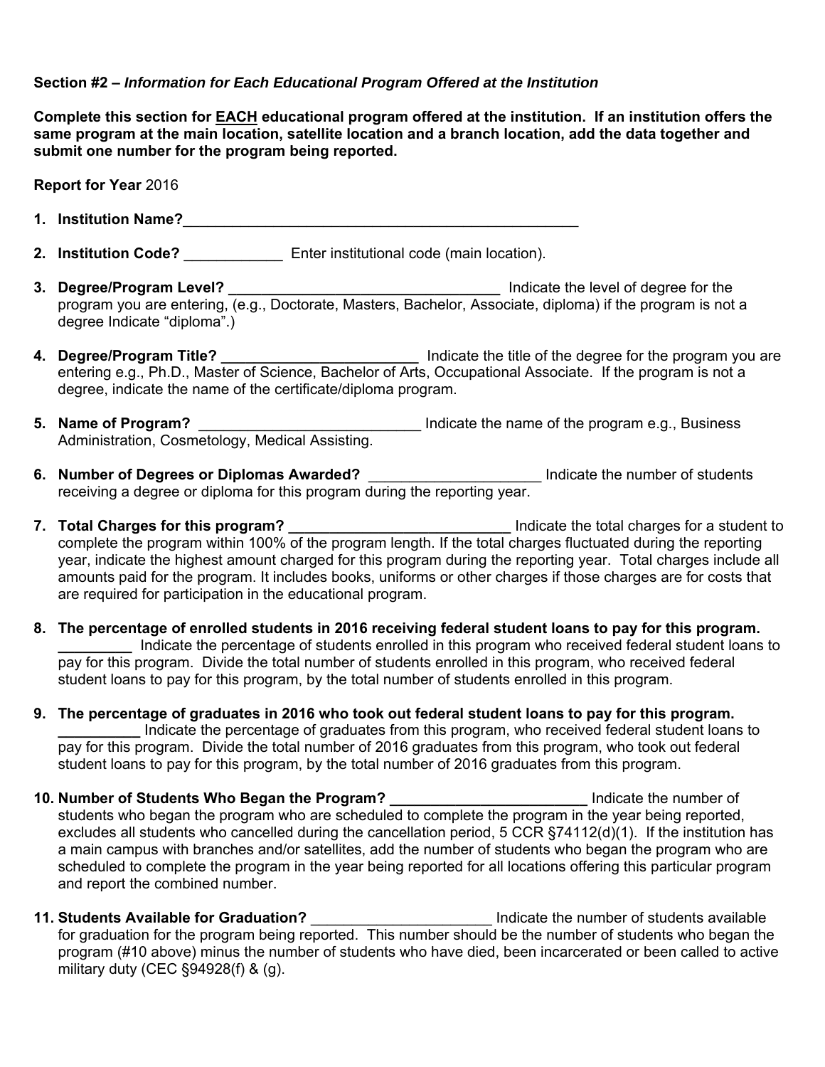**Section #2 –** ***Information for Each Educational Program Offered at the Institution***

**Complete this section for EACH educational program offered at the institution. If an institution offers the same program at the main location, satellite location and a branch location, add the data together and submit one number for the program being reported.**

**Report for Year** 2016

1. **Institution Name?**___________________________________________________

2. **Institution Code?** ____________ Enter institutional code (main location).

3. **Degree/Program Level?** __________________________________ Indicate the level of degree for the program you are entering, (e.g., Doctorate, Masters, Bachelor, Associate, diploma) if the program is not a degree Indicate "diploma".)

4. **Degree/Program Title?** ________________________ Indicate the title of the degree for the program you are entering e.g., Ph.D., Master of Science, Bachelor of Arts, Occupational Associate. If the program is not a degree, indicate the name of the certificate/diploma program.

5. **Name of Program?** ____________________________ Indicate the name of the program e.g., Business Administration, Cosmetology, Medical Assisting.

6. **Number of Degrees or Diplomas Awarded?** _____________________ Indicate the number of students receiving a degree or diploma for this program during the reporting year.

7. **Total Charges for this program?** ____________________________ Indicate the total charges for a student to complete the program within 100% of the program length. If the total charges fluctuated during the reporting year, indicate the highest amount charged for this program during the reporting year. Total charges include all amounts paid for the program. It includes books, uniforms or other charges if those charges are for costs that are required for participation in the educational program.

8. **The percentage of enrolled students in 2016 receiving federal student loans to pay for this program.** _________ Indicate the percentage of students enrolled in this program who received federal student loans to pay for this program. Divide the total number of students enrolled in this program, who received federal student loans to pay for this program, by the total number of students enrolled in this program.

9. **The percentage of graduates in 2016 who took out federal student loans to pay for this program.** __________ Indicate the percentage of graduates from this program, who received federal student loans to pay for this program. Divide the total number of 2016 graduates from this program, who took out federal student loans to pay for this program, by the total number of 2016 graduates from this program.

10. **Number of Students Who Began the Program?** ________________________ Indicate the number of students who began the program who are scheduled to complete the program in the year being reported, excludes all students who cancelled during the cancellation period, 5 CCR §74112(d)(1). If the institution has a main campus with branches and/or satellites, add the number of students who began the program who are scheduled to complete the program in the year being reported for all locations offering this particular program and report the combined number.

11. **Students Available for Graduation?** ______________________ Indicate the number of students available for graduation for the program being reported. This number should be the number of students who began the program (#10 above) minus the number of students who have died, been incarcerated or been called to active military duty (CEC §94928(f) & (g).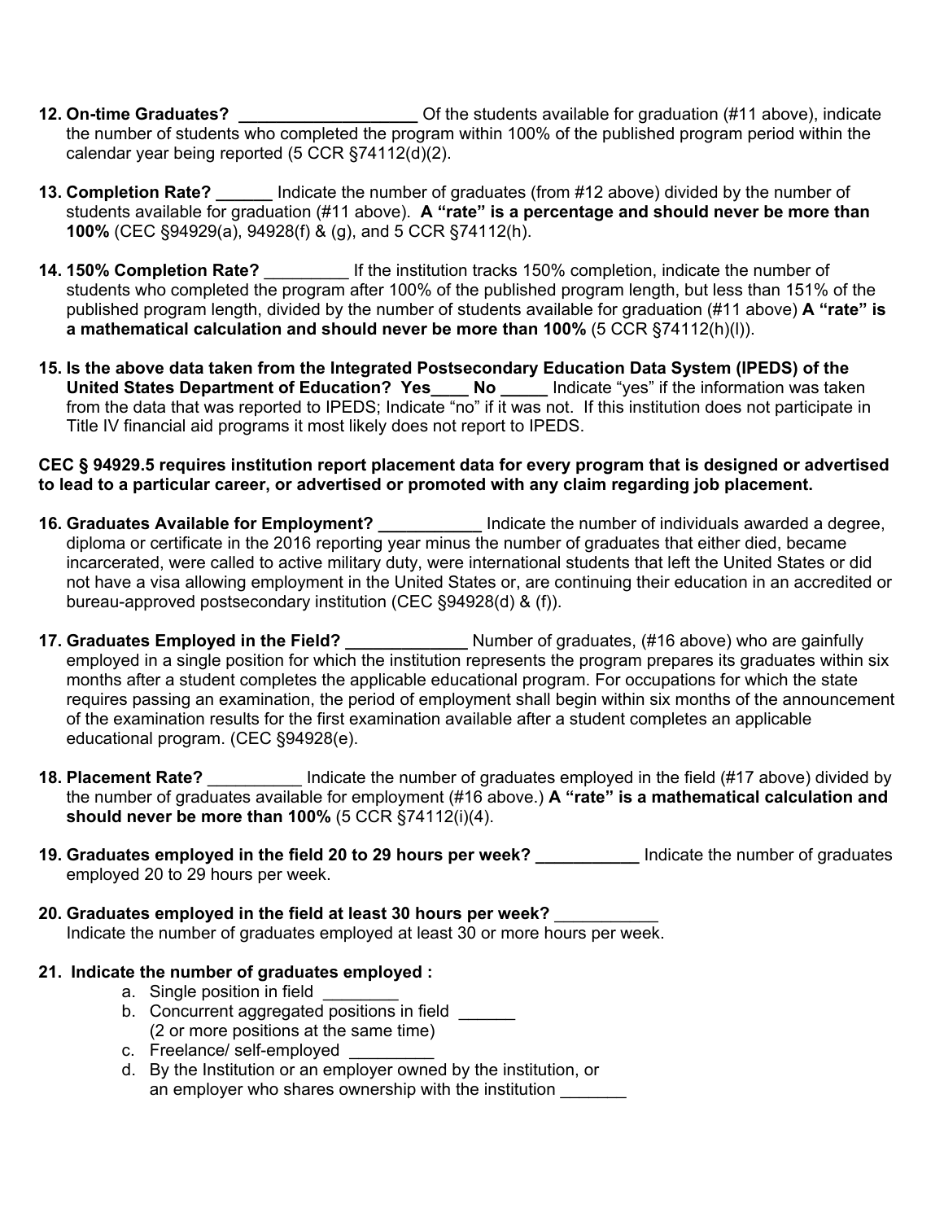12. **On-time Graduates? \_\_\_\_\_\_\_\_\_\_\_\_\_\_\_\_\_\_\_** Of the students available for graduation (#11 above), indicate the number of students who completed the program within 100% of the published program period within the calendar year being reported (5 CCR §74112(d)(2).

13. **Completion Rate? \_\_\_\_\_\_** Indicate the number of graduates (from #12 above) divided by the number of students available for graduation (#11 above). **A "rate" is a percentage and should never be more than 100%** (CEC §94929(a), 94928(f) & (g), and 5 CCR §74112(h).

14. **150% Completion Rate?** \_\_\_\_\_\_\_\_\_ If the institution tracks 150% completion, indicate the number of students who completed the program after 100% of the published program length, but less than 151% of the published program length, divided by the number of students available for graduation (#11 above) **A "rate" is a mathematical calculation and should never be more than 100%** (5 CCR §74112(h)(l)).

15. **Is the above data taken from the Integrated Postsecondary Education Data System (IPEDS) of the United States Department of Education? Yes\_\_\_\_ No \_\_\_\_\_** Indicate "yes" if the information was taken from the data that was reported to IPEDS; Indicate "no" if it was not. If this institution does not participate in Title IV financial aid programs it most likely does not report to IPEDS.

**CEC § 94929.5 requires institution report placement data for every program that is designed or advertised to lead to a particular career, or advertised or promoted with any claim regarding job placement.**

16. **Graduates Available for Employment? \_\_\_\_\_\_\_\_\_\_\_** Indicate the number of individuals awarded a degree, diploma or certificate in the 2016 reporting year minus the number of graduates that either died, became incarcerated, were called to active military duty, were international students that left the United States or did not have a visa allowing employment in the United States or, are continuing their education in an accredited or bureau-approved postsecondary institution (CEC §94928(d) & (f)).

17. **Graduates Employed in the Field? \_\_\_\_\_\_\_\_\_\_\_\_\_** Number of graduates, (#16 above) who are gainfully employed in a single position for which the institution represents the program prepares its graduates within six months after a student completes the applicable educational program. For occupations for which the state requires passing an examination, the period of employment shall begin within six months of the announcement of the examination results for the first examination available after a student completes an applicable educational program. (CEC §94928(e).

18. **Placement Rate?** \_\_\_\_\_\_\_\_\_\_ Indicate the number of graduates employed in the field (#17 above) divided by the number of graduates available for employment (#16 above.) **A "rate" is a mathematical calculation and should never be more than 100%** (5 CCR §74112(i)(4).

19. **Graduates employed in the field 20 to 29 hours per week? \_\_\_\_\_\_\_\_\_\_\_** Indicate the number of graduates employed 20 to 29 hours per week.

20. **Graduates employed in the field at least 30 hours per week?** \_\_\_\_\_\_\_\_\_\_\_
    Indicate the number of graduates employed at least 30 or more hours per week.

21. **Indicate the number of graduates employed :**
    a. Single position in field \_\_\_\_\_\_\_\_
    b. Concurrent aggregated positions in field \_\_\_\_\_\_
       (2 or more positions at the same time)
    c. Freelance/ self-employed \_\_\_\_\_\_\_\_\_
    d. By the Institution or an employer owned by the institution, or an employer who shares ownership with the institution \_\_\_\_\_\_\_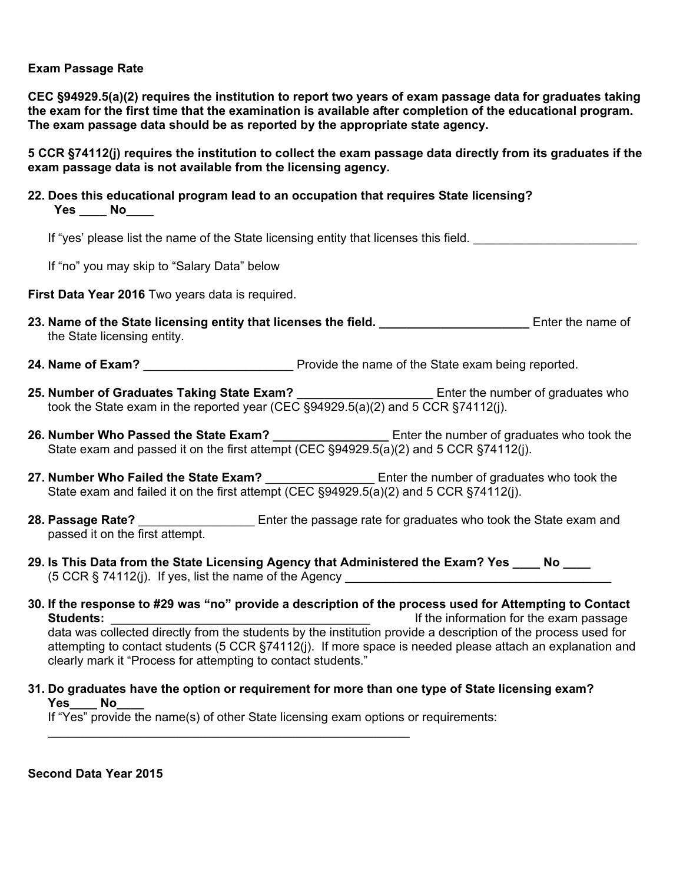**Exam Passage Rate**

**CEC §94929.5(a)(2) requires the institution to report two years of exam passage data for graduates taking the exam for the first time that the examination is available after completion of the educational program. The exam passage data should be as reported by the appropriate state agency.**

**5 CCR §74112(j) requires the institution to collect the exam passage data directly from its graduates if the exam passage data is not available from the licensing agency.**

**22. Does this educational program lead to an occupation that requires State licensing?**
**Yes ____ No____**

If "yes' please list the name of the State licensing entity that licenses this field. ________________________

If "no" you may skip to "Salary Data" below

**First Data Year 2016** Two years data is required.

**23. Name of the State licensing entity that licenses the field. ______________________** Enter the name of the State licensing entity.

**24. Name of Exam?** ______________________ Provide the name of the State exam being reported.

**25. Number of Graduates Taking State Exam? ___________________** Enter the number of graduates who took the State exam in the reported year (CEC §94929.5(a)(2) and 5 CCR §74112(j).

**26. Number Who Passed the State Exam? ________________** Enter the number of graduates who took the State exam and passed it on the first attempt (CEC §94929.5(a)(2) and 5 CCR §74112(j).

**27. Number Who Failed the State Exam?** ________________ Enter the number of graduates who took the State exam and failed it on the first attempt (CEC §94929.5(a)(2) and 5 CCR §74112(j).

**28. Passage Rate?** ________________ Enter the passage rate for graduates who took the State exam and passed it on the first attempt.

**29. Is This Data from the State Licensing Agency that Administered the Exam? Yes ____ No ____**
(5 CCR § 74112(j). If yes, list the name of the Agency ________________________________________

**30. If the response to #29 was "no" provide a description of the process used for Attempting to Contact Students:** ______________________________________ If the information for the exam passage data was collected directly from the students by the institution provide a description of the process used for attempting to contact students (5 CCR §74112(j). If more space is needed please attach an explanation and clearly mark it "Process for attempting to contact students."

**31. Do graduates have the option or requirement for more than one type of State licensing exam?**
**Yes____ No____**
If "Yes" provide the name(s) of other State licensing exam options or requirements:
________________________________________________________

**Second Data Year 2015**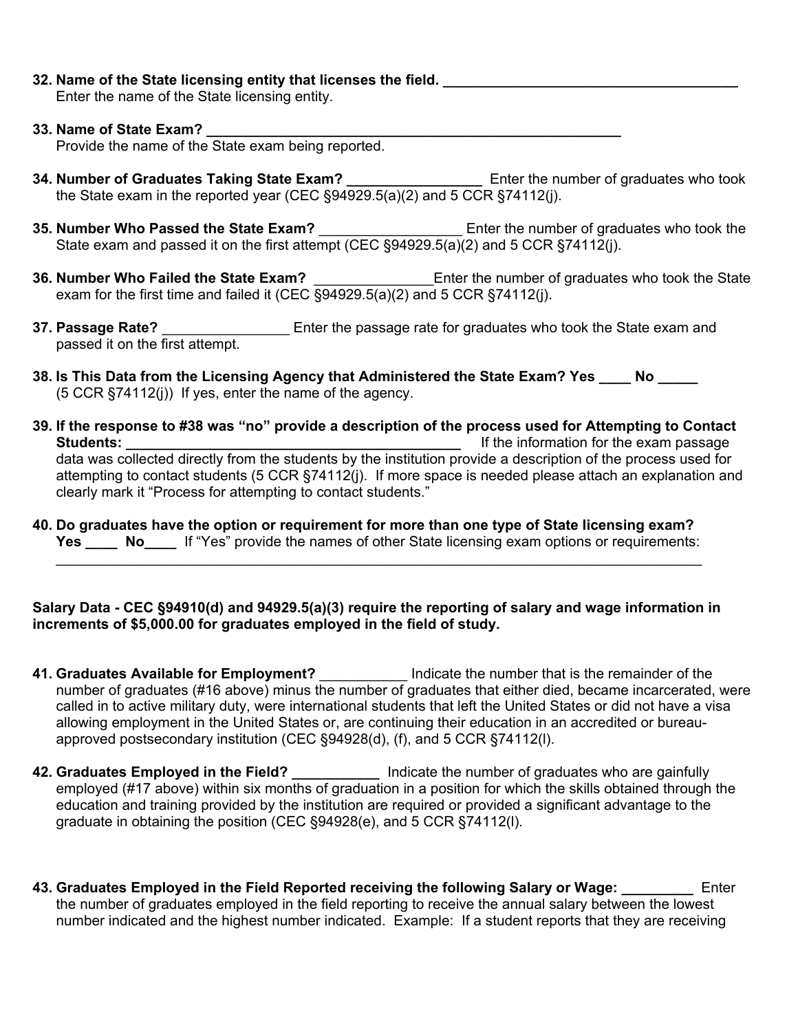**32. Name of the State licensing entity that licenses the field. _____________________________________**
Enter the name of the State licensing entity.

**33. Name of State Exam? _____________________________________________________**
Provide the name of the State exam being reported.

**34. Number of Graduates Taking State Exam? ________________** Enter the number of graduates who took the State exam in the reported year (CEC §94929.5(a)(2) and 5 CCR §74112(j).

**35. Number Who Passed the State Exam?** _________________ Enter the number of graduates who took the State exam and passed it on the first attempt (CEC §94929.5(a)(2) and 5 CCR §74112(j).

**36. Number Who Failed the State Exam?** ______________Enter the number of graduates who took the State exam for the first time and failed it (CEC §94929.5(a)(2) and 5 CCR §74112(j).

**37. Passage Rate?** _______________ Enter the passage rate for graduates who took the State exam and passed it on the first attempt.

**38. Is This Data from the Licensing Agency that Administered the State Exam? Yes ____ No _____**
(5 CCR §74112(j)) If yes, enter the name of the agency.

**39. If the response to #38 was "no" provide a description of the process used for Attempting to Contact Students: ________________________________________** If the information for the exam passage data was collected directly from the students by the institution provide a description of the process used for attempting to contact students (5 CCR §74112(j). If more space is needed please attach an explanation and clearly mark it "Process for attempting to contact students."

**40. Do graduates have the option or requirement for more than one type of State licensing exam? Yes ____ No____** If "Yes" provide the names of other State licensing exam options or requirements:
_______________________________________________________________________________

**Salary Data - CEC §94910(d) and 94929.5(a)(3) require the reporting of salary and wage information in increments of $5,000.00 for graduates employed in the field of study.**

**41. Graduates Available for Employment?** ___________ Indicate the number that is the remainder of the number of graduates (#16 above) minus the number of graduates that either died, became incarcerated, were called in to active military duty, were international students that left the United States or did not have a visa allowing employment in the United States or, are continuing their education in an accredited or bureau-approved postsecondary institution (CEC §94928(d), (f), and 5 CCR §74112(l).

**42. Graduates Employed in the Field? ___________** Indicate the number of graduates who are gainfully employed (#17 above) within six months of graduation in a position for which the skills obtained through the education and training provided by the institution are required or provided a significant advantage to the graduate in obtaining the position (CEC §94928(e), and 5 CCR §74112(l).

**43. Graduates Employed in the Field Reported receiving the following Salary or Wage: _________** Enter the number of graduates employed in the field reporting to receive the annual salary between the lowest number indicated and the highest number indicated. Example: If a student reports that they are receiving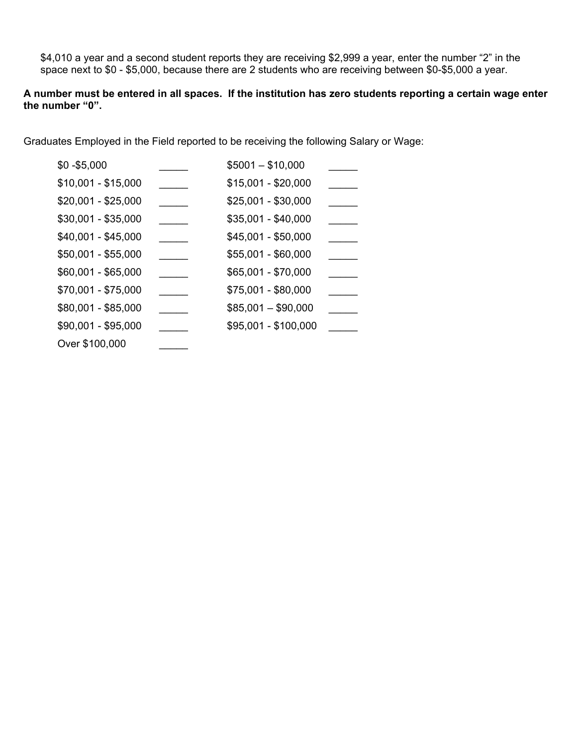$4,010 a year and a second student reports they are receiving $2,999 a year, enter the number "2" in the space next to $0 - $5,000, because there are 2 students who are receiving between $0-$5,000 a year.

**A number must be entered in all spaces. If the institution has zero students reporting a certain wage enter the number "0".**

Graduates Employed in the Field reported to be receiving the following Salary or Wage:

| | | | |
|---|---|---|---|
| $0 -$5,000 | _____ | $5001 – $10,000 | _____ |
| $10,001 - $15,000 | _____ | $15,001 - $20,000 | _____ |
| $20,001 - $25,000 | _____ | $25,001 - $30,000 | _____ |
| $30,001 - $35,000 | _____ | $35,001 - $40,000 | _____ |
| $40,001 - $45,000 | _____ | $45,001 - $50,000 | _____ |
| $50,001 - $55,000 | _____ | $55,001 - $60,000 | _____ |
| $60,001 - $65,000 | _____ | $65,001 - $70,000 | _____ |
| $70,001 - $75,000 | _____ | $75,001 - $80,000 | _____ |
| $80,001 - $85,000 | _____ | $85,001 – $90,000 | _____ |
| $90,001 - $95,000 | _____ | $95,001 - $100,000 | _____ |
| Over $100,000 | _____ | | |